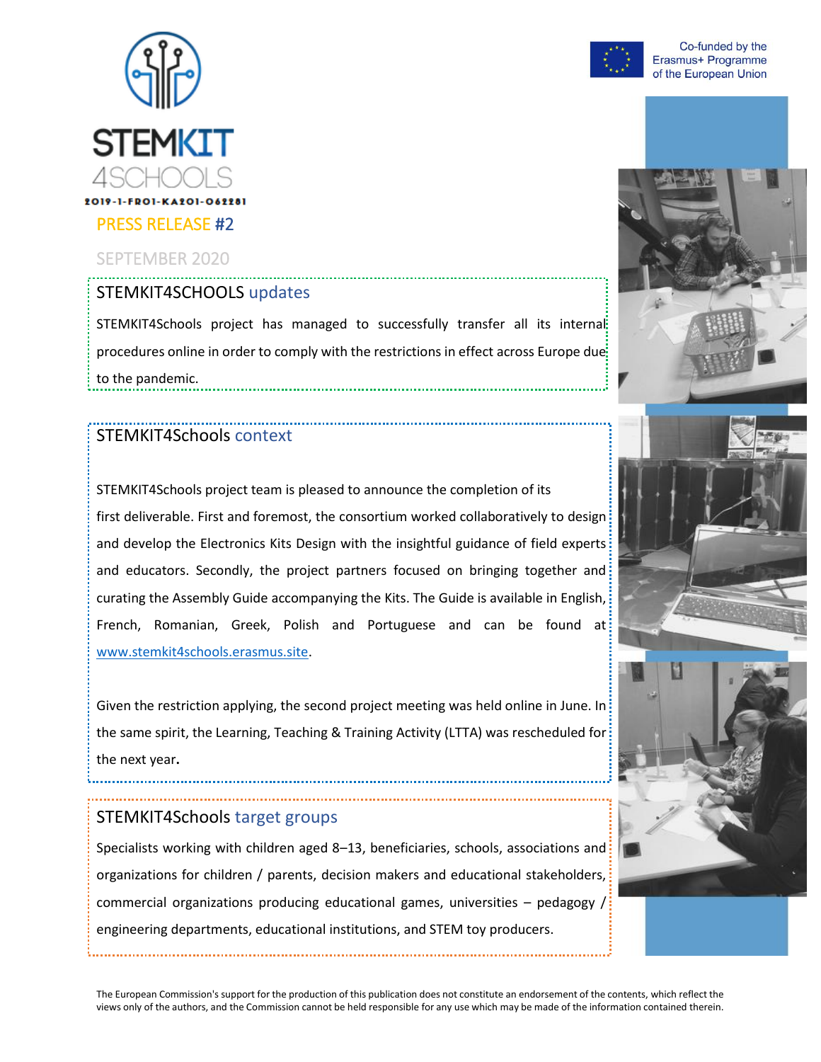STEMKIT 4SCHOOLS

2019-1-FR01-KA201-062281

Co-funded by the Erasmus+ Programme of the European Union

# PRESS RELEASE #2

SEPTEMBER 2020

## STEMKIT4SCHOOLS updates

STEMKIT4Schools project has managed to successfully transfer all its internal procedures online in order to comply with the restrictions in effect across Europe due to the pandemic.

## STEMKIT4Schools context

STEMKIT4Schools project team is pleased to announce the completion of its first deliverable. First and foremost, the consortium worked collaboratively to design and develop the Electronics Kits Design with the insightful guidance of field experts and educators. Secondly, the project partners focused on bringing together and curating the Assembly Guide accompanying the Kits. The Guide is available in English, French, Romanian, Greek, Polish and Portuguese and can be found at www.stemkit4schools.erasmus.site.

Given the restriction applying, the second project meeting was held online in June. In the same spirit, the Learning, Teaching & Training Activity (LTTA) was rescheduled for the next year.

## STEMKIT4Schools target groups

Specialists working with children aged 8–13, beneficiaries, schools, associations and organizations for children / parents, decision makers and educational stakeholders, commercial organizations producing educational games, universities – pedagogy / engineering departments, educational institutions, and STEM toy producers.

The European Commission's support for the production of this publication does not constitute an endorsement of the contents, which reflect the views only of the authors, and the Commission cannot be held responsible for any use which may be made of the information contained therein.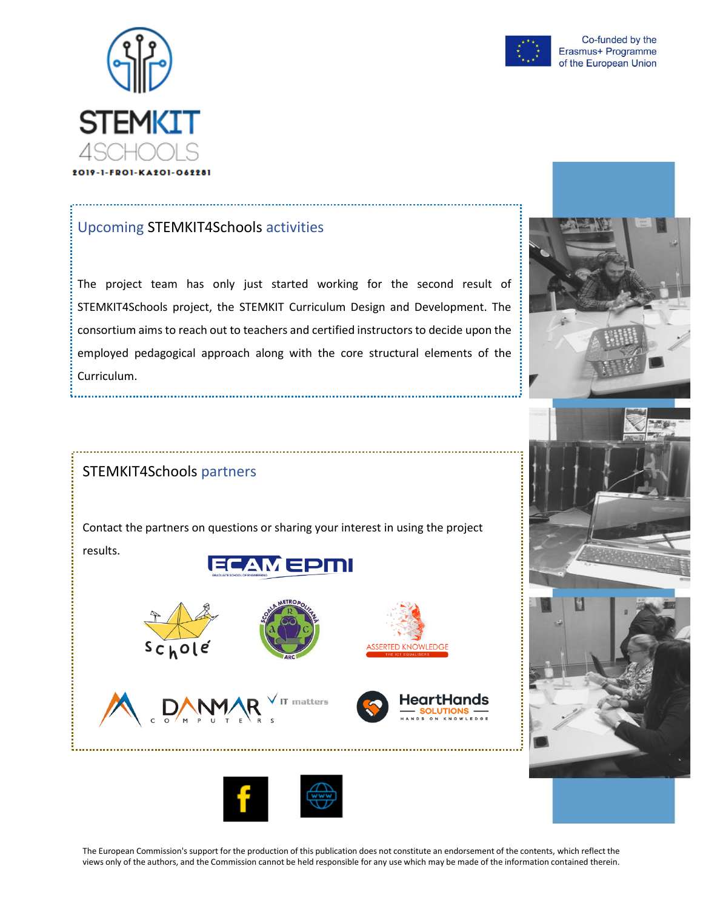STEMKIT 4SCHOOLS

2019-1-FR01-KA201-062281

Co-funded by the Erasmus+ Programme of the European Union

## Upcoming STEMKIT4Schools activities

The project team has only just started working for the second result of STEMKIT4Schools project, the STEMKIT Curriculum Design and Development. The consortium aims to reach out to teachers and certified instructors to decide upon the employed pedagogical approach along with the core structural elements of the Curriculum.

## STEMKIT4Schools partners

Contact the partners on questions or sharing your interest in using the project results.

The European Commission's support for the production of this publication does not constitute an endorsement of the contents, which reflect the views only of the authors, and the Commission cannot be held responsible for any use which may be made of the information contained therein.